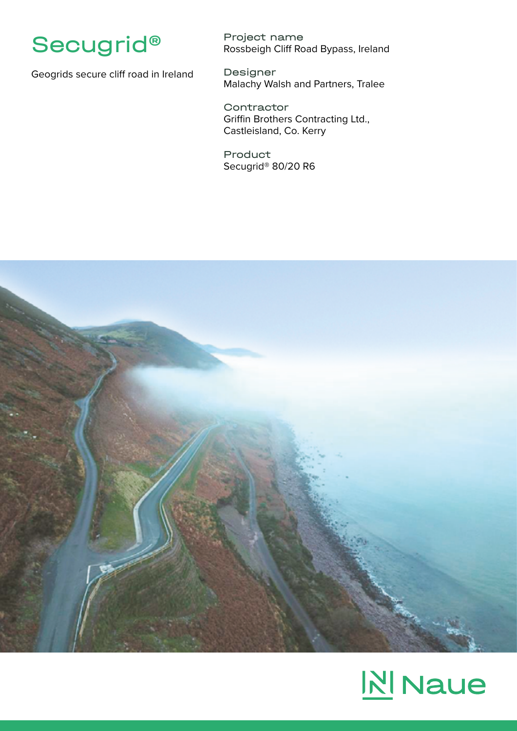# Secugrid®

Geogrids secure cliff road in Ireland

**Project name**
Rossbeigh Cliff Road Bypass, Ireland

**Designer**
Malachy Walsh and Partners, Tralee

**Contractor**
Griffin Brothers Contracting Ltd.,
Castleisland, Co. Kerry

**Product**
Secugrid® 80/20 R6

Naue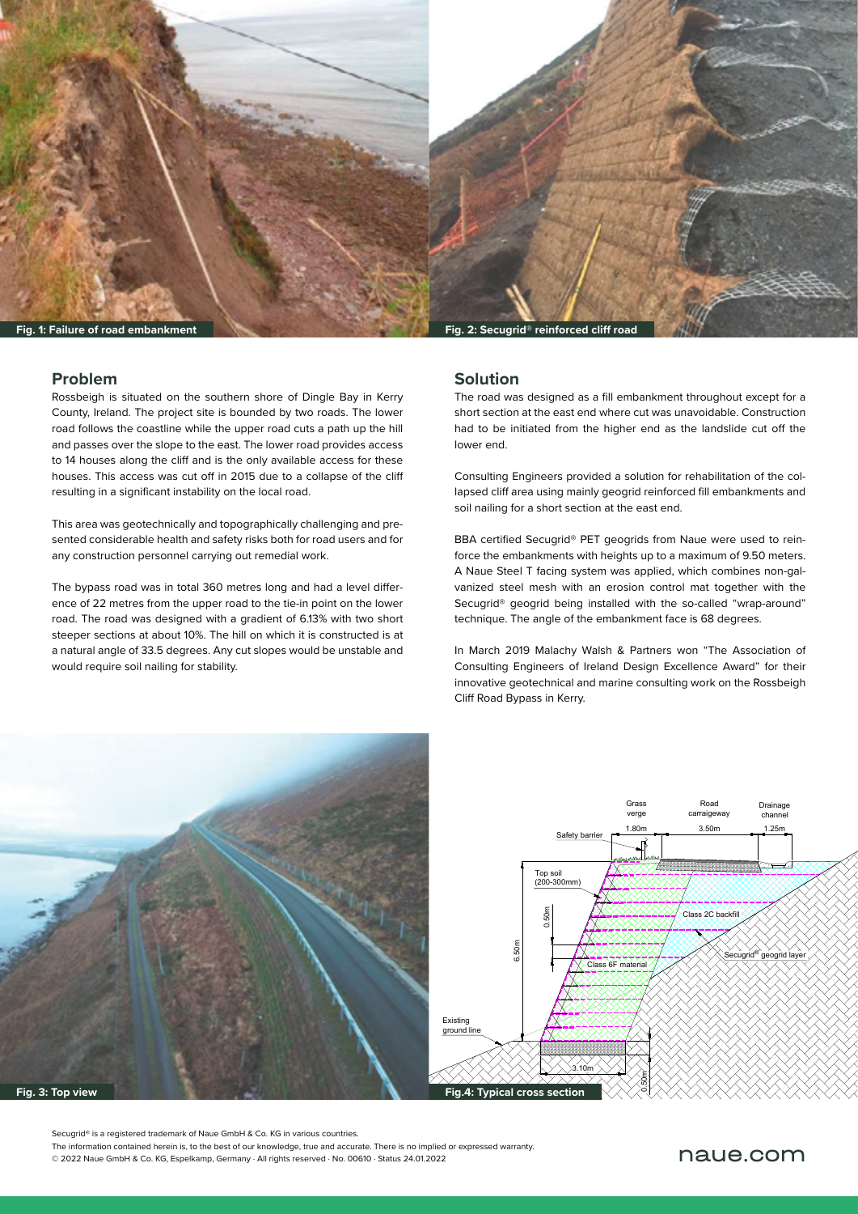Fig. 1: Failure of road embankment

Fig. 2: Secugrid® reinforced cliff road

## Problem

Rossbeigh is situated on the southern shore of Dingle Bay in Kerry County, Ireland. The project site is bounded by two roads. The lower road follows the coastline while the upper road cuts a path up the hill and passes over the slope to the east. The lower road provides access to 14 houses along the cliff and is the only available access for these houses. This access was cut off in 2015 due to a collapse of the cliff resulting in a significant instability on the local road.

This area was geotechnically and topographically challenging and presented considerable health and safety risks both for road users and for any construction personnel carrying out remedial work.

The bypass road was in total 360 metres long and had a level difference of 22 metres from the upper road to the tie-in point on the lower road. The road was designed with a gradient of 6.13% with two short steeper sections at about 10%. The hill on which it is constructed is at a natural angle of 33.5 degrees. Any cut slopes would be unstable and would require soil nailing for stability.

## Solution

The road was designed as a fill embankment throughout except for a short section at the east end where cut was unavoidable. Construction had to be initiated from the higher end as the landslide cut off the lower end.

Consulting Engineers provided a solution for rehabilitation of the collapsed cliff area using mainly geogrid reinforced fill embankments and soil nailing for a short section at the east end.

BBA certified Secugrid® PET geogrids from Naue were used to reinforce the embankments with heights up to a maximum of 9.50 meters. A Naue Steel T facing system was applied, which combines non-galvanized steel mesh with an erosion control mat together with the Secugrid® geogrid being installed with the so-called "wrap-around" technique. The angle of the embankment face is 68 degrees.

In March 2019 Malachy Walsh & Partners won "The Association of Consulting Engineers of Ireland Design Excellence Award" for their innovative geotechnical and marine consulting work on the Rossbeigh Cliff Road Bypass in Kerry.

Fig. 3: Top view

Grass verge
Road carraigeway
Drainage channel
1.80m
3.50m
1.25m
Safety barrier
Top soil (200-300mm)
0.50m
6.50m
Class 2C backfill
Secugrid® geogrid layer
Class 6F material
Existing ground line
3.10m
0.50m

Fig.4: Typical cross section

Secugrid® is a registered trademark of Naue GmbH & Co. KG in various countries.
The information contained herein is, to the best of our knowledge, true and accurate. There is no implied or expressed warranty.
© 2022 Naue GmbH & Co. KG, Espelkamp, Germany · All rights reserved · No. 00610 · Status 24.01.2022

naue.com